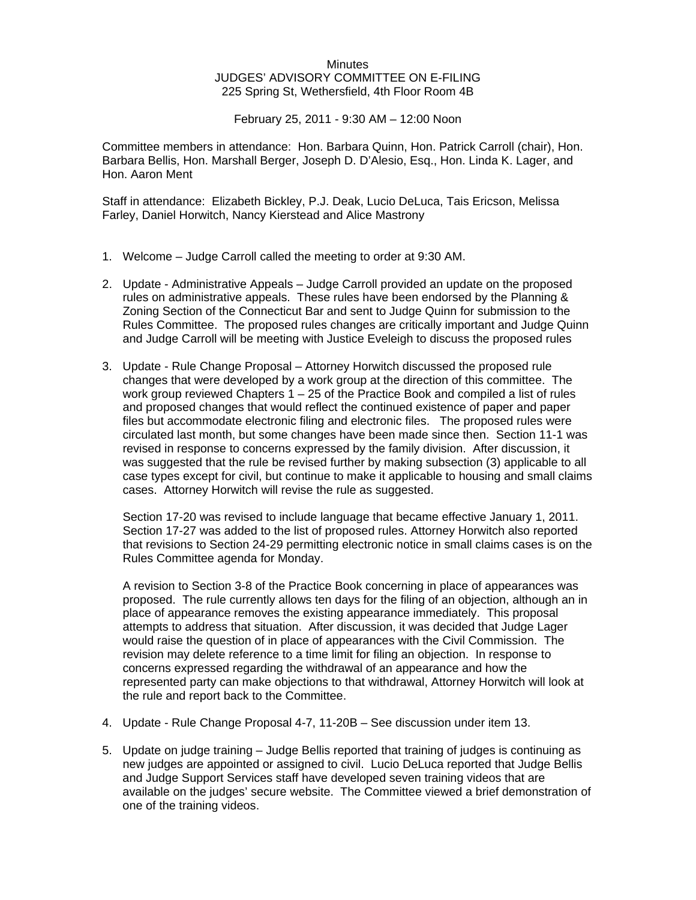Minutes
JUDGES' ADVISORY COMMITTEE ON E-FILING
225 Spring St, Wethersfield, 4th Floor Room 4B

February 25, 2011 - 9:30 AM – 12:00 Noon

Committee members in attendance: Hon. Barbara Quinn, Hon. Patrick Carroll (chair), Hon. Barbara Bellis, Hon. Marshall Berger, Joseph D. D'Alesio, Esq., Hon. Linda K. Lager, and Hon. Aaron Ment

Staff in attendance: Elizabeth Bickley, P.J. Deak, Lucio DeLuca, Tais Ericson, Melissa Farley, Daniel Horwitch, Nancy Kierstead and Alice Mastrony

1. Welcome – Judge Carroll called the meeting to order at 9:30 AM.

2. Update - Administrative Appeals – Judge Carroll provided an update on the proposed rules on administrative appeals. These rules have been endorsed by the Planning & Zoning Section of the Connecticut Bar and sent to Judge Quinn for submission to the Rules Committee. The proposed rules changes are critically important and Judge Quinn and Judge Carroll will be meeting with Justice Eveleigh to discuss the proposed rules

3. Update - Rule Change Proposal – Attorney Horwitch discussed the proposed rule changes that were developed by a work group at the direction of this committee. The work group reviewed Chapters 1 – 25 of the Practice Book and compiled a list of rules and proposed changes that would reflect the continued existence of paper and paper files but accommodate electronic filing and electronic files. The proposed rules were circulated last month, but some changes have been made since then. Section 11-1 was revised in response to concerns expressed by the family division. After discussion, it was suggested that the rule be revised further by making subsection (3) applicable to all case types except for civil, but continue to make it applicable to housing and small claims cases. Attorney Horwitch will revise the rule as suggested.

   Section 17-20 was revised to include language that became effective January 1, 2011. Section 17-27 was added to the list of proposed rules. Attorney Horwitch also reported that revisions to Section 24-29 permitting electronic notice in small claims cases is on the Rules Committee agenda for Monday.

   A revision to Section 3-8 of the Practice Book concerning in place of appearances was proposed. The rule currently allows ten days for the filing of an objection, although an in place of appearance removes the existing appearance immediately. This proposal attempts to address that situation. After discussion, it was decided that Judge Lager would raise the question of in place of appearances with the Civil Commission. The revision may delete reference to a time limit for filing an objection. In response to concerns expressed regarding the withdrawal of an appearance and how the represented party can make objections to that withdrawal, Attorney Horwitch will look at the rule and report back to the Committee.

4. Update - Rule Change Proposal 4-7, 11-20B – See discussion under item 13.

5. Update on judge training – Judge Bellis reported that training of judges is continuing as new judges are appointed or assigned to civil. Lucio DeLuca reported that Judge Bellis and Judge Support Services staff have developed seven training videos that are available on the judges' secure website. The Committee viewed a brief demonstration of one of the training videos.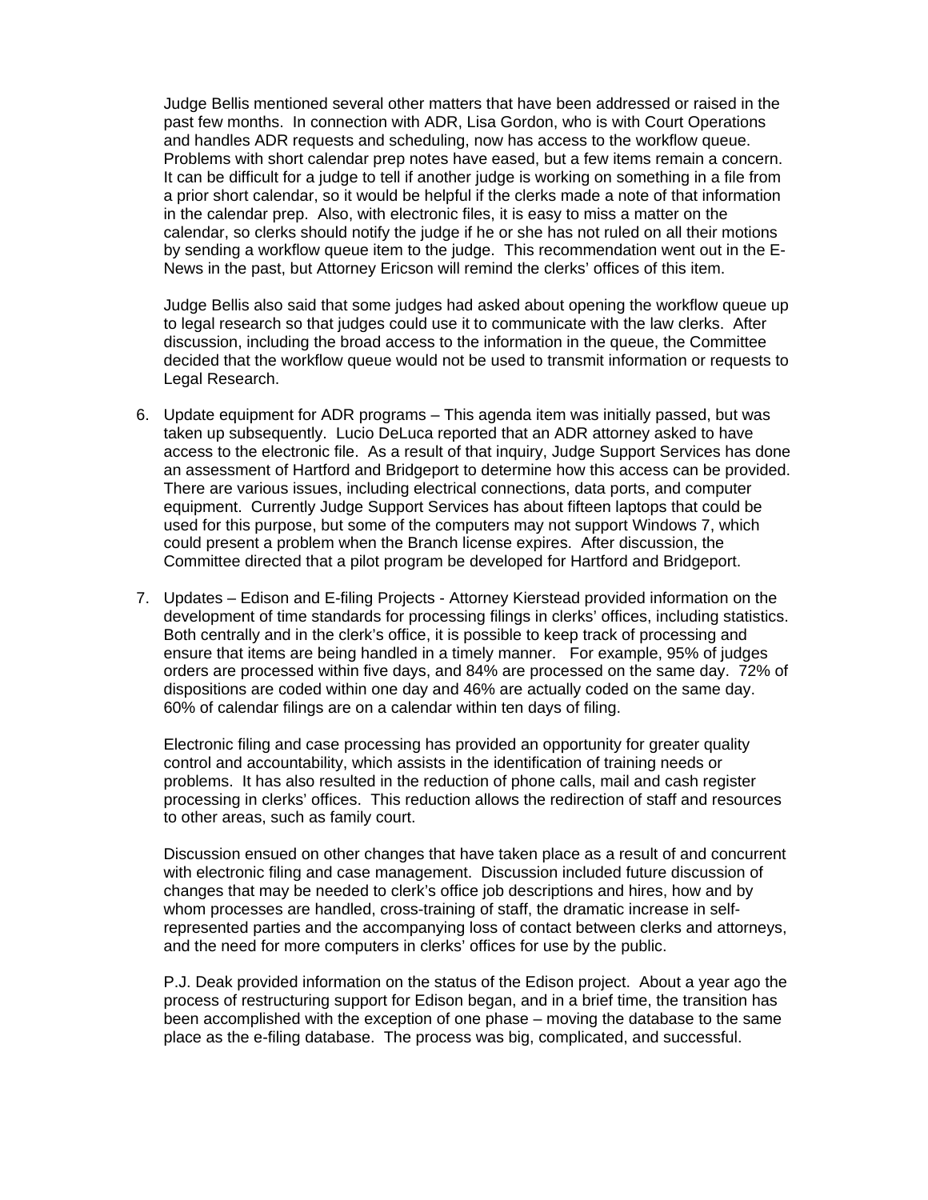Judge Bellis mentioned several other matters that have been addressed or raised in the past few months. In connection with ADR, Lisa Gordon, who is with Court Operations and handles ADR requests and scheduling, now has access to the workflow queue. Problems with short calendar prep notes have eased, but a few items remain a concern. It can be difficult for a judge to tell if another judge is working on something in a file from a prior short calendar, so it would be helpful if the clerks made a note of that information in the calendar prep. Also, with electronic files, it is easy to miss a matter on the calendar, so clerks should notify the judge if he or she has not ruled on all their motions by sending a workflow queue item to the judge. This recommendation went out in the E-News in the past, but Attorney Ericson will remind the clerks' offices of this item.

Judge Bellis also said that some judges had asked about opening the workflow queue up to legal research so that judges could use it to communicate with the law clerks. After discussion, including the broad access to the information in the queue, the Committee decided that the workflow queue would not be used to transmit information or requests to Legal Research.

6. Update equipment for ADR programs – This agenda item was initially passed, but was taken up subsequently. Lucio DeLuca reported that an ADR attorney asked to have access to the electronic file. As a result of that inquiry, Judge Support Services has done an assessment of Hartford and Bridgeport to determine how this access can be provided. There are various issues, including electrical connections, data ports, and computer equipment. Currently Judge Support Services has about fifteen laptops that could be used for this purpose, but some of the computers may not support Windows 7, which could present a problem when the Branch license expires. After discussion, the Committee directed that a pilot program be developed for Hartford and Bridgeport.

7. Updates – Edison and E-filing Projects - Attorney Kierstead provided information on the development of time standards for processing filings in clerks' offices, including statistics. Both centrally and in the clerk's office, it is possible to keep track of processing and ensure that items are being handled in a timely manner. For example, 95% of judges orders are processed within five days, and 84% are processed on the same day. 72% of dispositions are coded within one day and 46% are actually coded on the same day. 60% of calendar filings are on a calendar within ten days of filing.

   Electronic filing and case processing has provided an opportunity for greater quality control and accountability, which assists in the identification of training needs or problems. It has also resulted in the reduction of phone calls, mail and cash register processing in clerks' offices. This reduction allows the redirection of staff and resources to other areas, such as family court.

   Discussion ensued on other changes that have taken place as a result of and concurrent with electronic filing and case management. Discussion included future discussion of changes that may be needed to clerk's office job descriptions and hires, how and by whom processes are handled, cross-training of staff, the dramatic increase in self-represented parties and the accompanying loss of contact between clerks and attorneys, and the need for more computers in clerks' offices for use by the public.

   P.J. Deak provided information on the status of the Edison project. About a year ago the process of restructuring support for Edison began, and in a brief time, the transition has been accomplished with the exception of one phase – moving the database to the same place as the e-filing database. The process was big, complicated, and successful.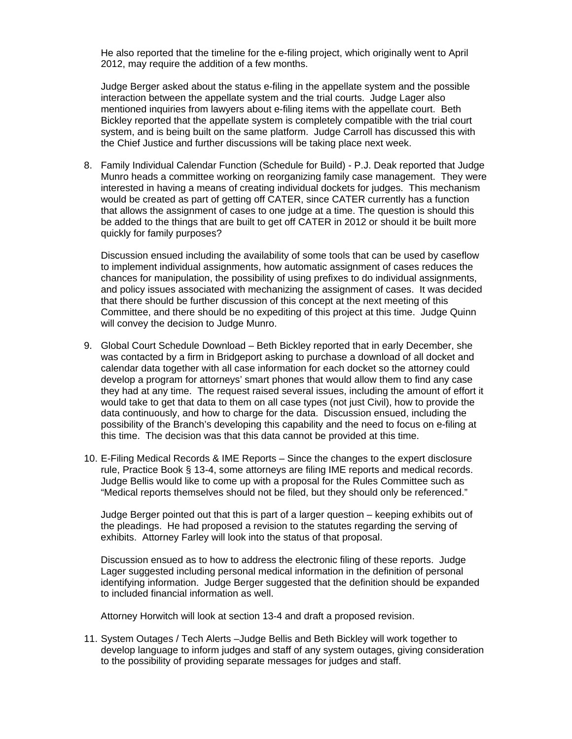He also reported that the timeline for the e-filing project, which originally went to April 2012, may require the addition of a few months.

Judge Berger asked about the status e-filing in the appellate system and the possible interaction between the appellate system and the trial courts. Judge Lager also mentioned inquiries from lawyers about e-filing items with the appellate court. Beth Bickley reported that the appellate system is completely compatible with the trial court system, and is being built on the same platform. Judge Carroll has discussed this with the Chief Justice and further discussions will be taking place next week.

8. Family Individual Calendar Function (Schedule for Build) - P.J. Deak reported that Judge Munro heads a committee working on reorganizing family case management. They were interested in having a means of creating individual dockets for judges. This mechanism would be created as part of getting off CATER, since CATER currently has a function that allows the assignment of cases to one judge at a time. The question is should this be added to the things that are built to get off CATER in 2012 or should it be built more quickly for family purposes?

   Discussion ensued including the availability of some tools that can be used by caseflow to implement individual assignments, how automatic assignment of cases reduces the chances for manipulation, the possibility of using prefixes to do individual assignments, and policy issues associated with mechanizing the assignment of cases. It was decided that there should be further discussion of this concept at the next meeting of this Committee, and there should be no expediting of this project at this time. Judge Quinn will convey the decision to Judge Munro.

9. Global Court Schedule Download – Beth Bickley reported that in early December, she was contacted by a firm in Bridgeport asking to purchase a download of all docket and calendar data together with all case information for each docket so the attorney could develop a program for attorneys' smart phones that would allow them to find any case they had at any time. The request raised several issues, including the amount of effort it would take to get that data to them on all case types (not just Civil), how to provide the data continuously, and how to charge for the data. Discussion ensued, including the possibility of the Branch's developing this capability and the need to focus on e-filing at this time. The decision was that this data cannot be provided at this time.

10. E-Filing Medical Records & IME Reports – Since the changes to the expert disclosure rule, Practice Book § 13-4, some attorneys are filing IME reports and medical records. Judge Bellis would like to come up with a proposal for the Rules Committee such as "Medical reports themselves should not be filed, but they should only be referenced."

    Judge Berger pointed out that this is part of a larger question – keeping exhibits out of the pleadings. He had proposed a revision to the statutes regarding the serving of exhibits. Attorney Farley will look into the status of that proposal.

    Discussion ensued as to how to address the electronic filing of these reports. Judge Lager suggested including personal medical information in the definition of personal identifying information. Judge Berger suggested that the definition should be expanded to included financial information as well.

    Attorney Horwitch will look at section 13-4 and draft a proposed revision.

11. System Outages / Tech Alerts –Judge Bellis and Beth Bickley will work together to develop language to inform judges and staff of any system outages, giving consideration to the possibility of providing separate messages for judges and staff.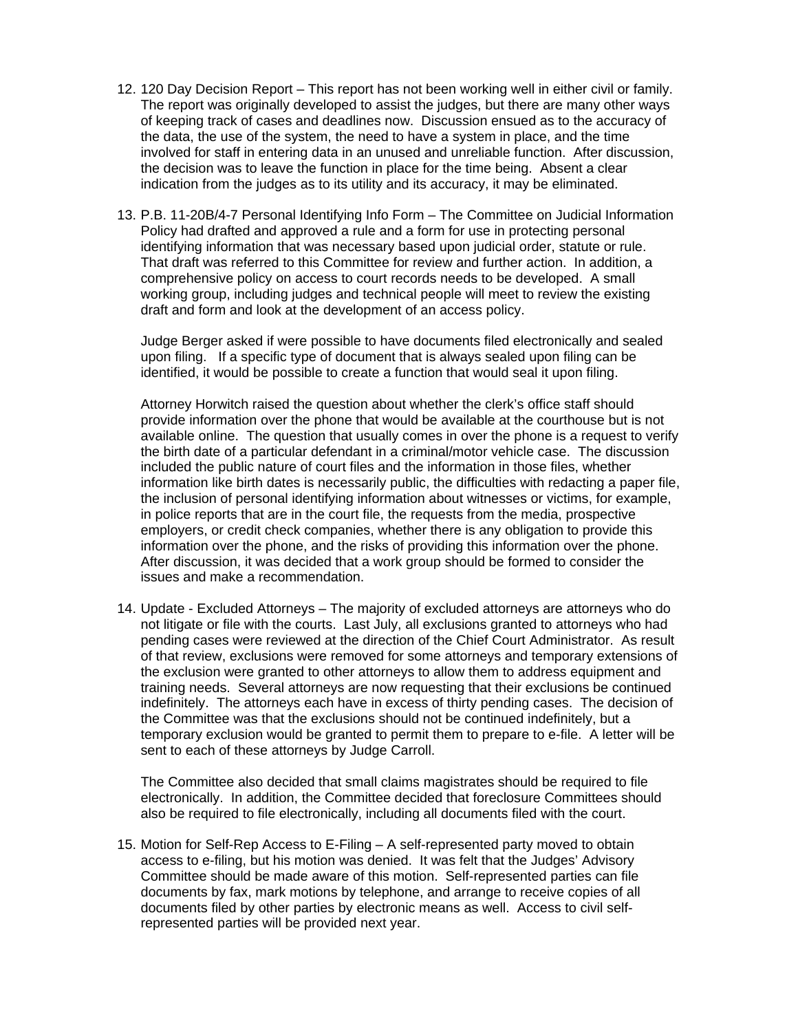12. 120 Day Decision Report – This report has not been working well in either civil or family. The report was originally developed to assist the judges, but there are many other ways of keeping track of cases and deadlines now. Discussion ensued as to the accuracy of the data, the use of the system, the need to have a system in place, and the time involved for staff in entering data in an unused and unreliable function. After discussion, the decision was to leave the function in place for the time being. Absent a clear indication from the judges as to its utility and its accuracy, it may be eliminated.

13. P.B. 11-20B/4-7 Personal Identifying Info Form – The Committee on Judicial Information Policy had drafted and approved a rule and a form for use in protecting personal identifying information that was necessary based upon judicial order, statute or rule. That draft was referred to this Committee for review and further action. In addition, a comprehensive policy on access to court records needs to be developed. A small working group, including judges and technical people will meet to review the existing draft and form and look at the development of an access policy.

    Judge Berger asked if were possible to have documents filed electronically and sealed upon filing. If a specific type of document that is always sealed upon filing can be identified, it would be possible to create a function that would seal it upon filing.

    Attorney Horwitch raised the question about whether the clerk's office staff should provide information over the phone that would be available at the courthouse but is not available online. The question that usually comes in over the phone is a request to verify the birth date of a particular defendant in a criminal/motor vehicle case. The discussion included the public nature of court files and the information in those files, whether information like birth dates is necessarily public, the difficulties with redacting a paper file, the inclusion of personal identifying information about witnesses or victims, for example, in police reports that are in the court file, the requests from the media, prospective employers, or credit check companies, whether there is any obligation to provide this information over the phone, and the risks of providing this information over the phone. After discussion, it was decided that a work group should be formed to consider the issues and make a recommendation.

14. Update - Excluded Attorneys – The majority of excluded attorneys are attorneys who do not litigate or file with the courts. Last July, all exclusions granted to attorneys who had pending cases were reviewed at the direction of the Chief Court Administrator. As result of that review, exclusions were removed for some attorneys and temporary extensions of the exclusion were granted to other attorneys to allow them to address equipment and training needs. Several attorneys are now requesting that their exclusions be continued indefinitely. The attorneys each have in excess of thirty pending cases. The decision of the Committee was that the exclusions should not be continued indefinitely, but a temporary exclusion would be granted to permit them to prepare to e-file. A letter will be sent to each of these attorneys by Judge Carroll.

    The Committee also decided that small claims magistrates should be required to file electronically. In addition, the Committee decided that foreclosure Committees should also be required to file electronically, including all documents filed with the court.

15. Motion for Self-Rep Access to E-Filing – A self-represented party moved to obtain access to e-filing, but his motion was denied. It was felt that the Judges' Advisory Committee should be made aware of this motion. Self-represented parties can file documents by fax, mark motions by telephone, and arrange to receive copies of all documents filed by other parties by electronic means as well. Access to civil self-represented parties will be provided next year.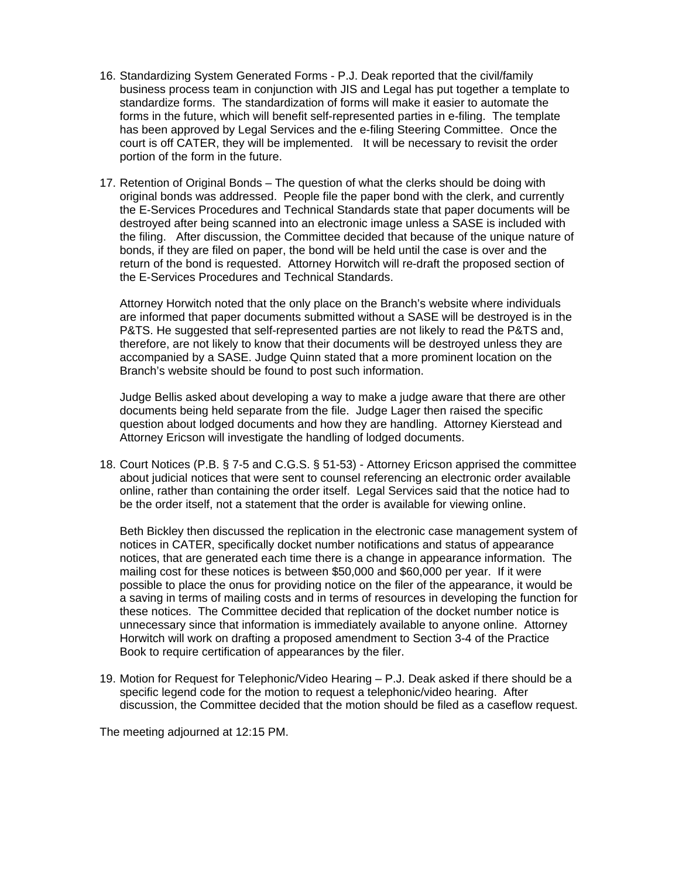16. Standardizing System Generated Forms - P.J. Deak reported that the civil/family business process team in conjunction with JIS and Legal has put together a template to standardize forms. The standardization of forms will make it easier to automate the forms in the future, which will benefit self-represented parties in e-filing. The template has been approved by Legal Services and the e-filing Steering Committee. Once the court is off CATER, they will be implemented. It will be necessary to revisit the order portion of the form in the future.

17. Retention of Original Bonds – The question of what the clerks should be doing with original bonds was addressed. People file the paper bond with the clerk, and currently the E-Services Procedures and Technical Standards state that paper documents will be destroyed after being scanned into an electronic image unless a SASE is included with the filing. After discussion, the Committee decided that because of the unique nature of bonds, if they are filed on paper, the bond will be held until the case is over and the return of the bond is requested. Attorney Horwitch will re-draft the proposed section of the E-Services Procedures and Technical Standards.

    Attorney Horwitch noted that the only place on the Branch's website where individuals are informed that paper documents submitted without a SASE will be destroyed is in the P&TS. He suggested that self-represented parties are not likely to read the P&TS and, therefore, are not likely to know that their documents will be destroyed unless they are accompanied by a SASE. Judge Quinn stated that a more prominent location on the Branch's website should be found to post such information.

    Judge Bellis asked about developing a way to make a judge aware that there are other documents being held separate from the file. Judge Lager then raised the specific question about lodged documents and how they are handling. Attorney Kierstead and Attorney Ericson will investigate the handling of lodged documents.

18. Court Notices (P.B. § 7-5 and C.G.S. § 51-53) - Attorney Ericson apprised the committee about judicial notices that were sent to counsel referencing an electronic order available online, rather than containing the order itself. Legal Services said that the notice had to be the order itself, not a statement that the order is available for viewing online.

    Beth Bickley then discussed the replication in the electronic case management system of notices in CATER, specifically docket number notifications and status of appearance notices, that are generated each time there is a change in appearance information. The mailing cost for these notices is between $50,000 and $60,000 per year. If it were possible to place the onus for providing notice on the filer of the appearance, it would be a saving in terms of mailing costs and in terms of resources in developing the function for these notices. The Committee decided that replication of the docket number notice is unnecessary since that information is immediately available to anyone online. Attorney Horwitch will work on drafting a proposed amendment to Section 3-4 of the Practice Book to require certification of appearances by the filer.

19. Motion for Request for Telephonic/Video Hearing – P.J. Deak asked if there should be a specific legend code for the motion to request a telephonic/video hearing. After discussion, the Committee decided that the motion should be filed as a caseflow request.

The meeting adjourned at 12:15 PM.